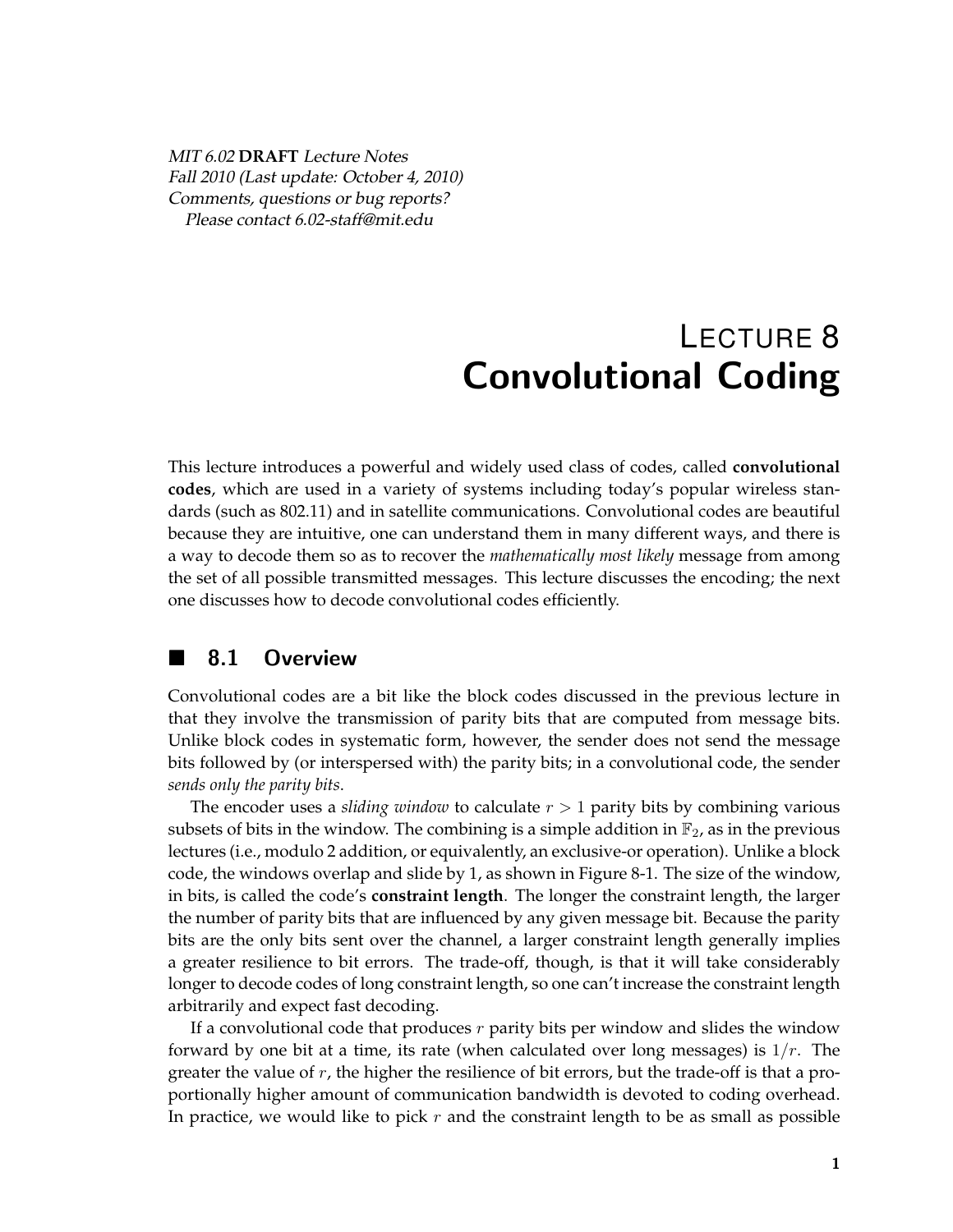*MIT 6.02* **DRAFT** *Lecture Notes*
*Fall 2010 (Last update: October 4, 2010)*
*Comments, questions or bug reports?*
*Please contact 6.02-staff@mit.edu*

# LECTURE 8
# Convolutional Coding

This lecture introduces a powerful and widely used class of codes, called **convolutional codes**, which are used in a variety of systems including today's popular wireless standards (such as 802.11) and in satellite communications. Convolutional codes are beautiful because they are intuitive, one can understand them in many different ways, and there is a way to decode them so as to recover the *mathematically most likely* message from among the set of all possible transmitted messages. This lecture discusses the encoding; the next one discusses how to decode convolutional codes efficiently.

## ■ 8.1 Overview

Convolutional codes are a bit like the block codes discussed in the previous lecture in that they involve the transmission of parity bits that are computed from message bits. Unlike block codes in systematic form, however, the sender does not send the message bits followed by (or interspersed with) the parity bits; in a convolutional code, the sender *sends only the parity bits*.

The encoder uses a *sliding window* to calculate $r > 1$ parity bits by combining various subsets of bits in the window. The combining is a simple addition in $\mathbb{F}_2$, as in the previous lectures (i.e., modulo 2 addition, or equivalently, an exclusive-or operation). Unlike a block code, the windows overlap and slide by 1, as shown in Figure 8-1. The size of the window, in bits, is called the code's **constraint length**. The longer the constraint length, the larger the number of parity bits that are influenced by any given message bit. Because the parity bits are the only bits sent over the channel, a larger constraint length generally implies a greater resilience to bit errors. The trade-off, though, is that it will take considerably longer to decode codes of long constraint length, so one can't increase the constraint length arbitrarily and expect fast decoding.

If a convolutional code that produces $r$ parity bits per window and slides the window forward by one bit at a time, its rate (when calculated over long messages) is $1/r$. The greater the value of $r$, the higher the resilience of bit errors, but the trade-off is that a proportionally higher amount of communication bandwidth is devoted to coding overhead. In practice, we would like to pick $r$ and the constraint length to be as small as possible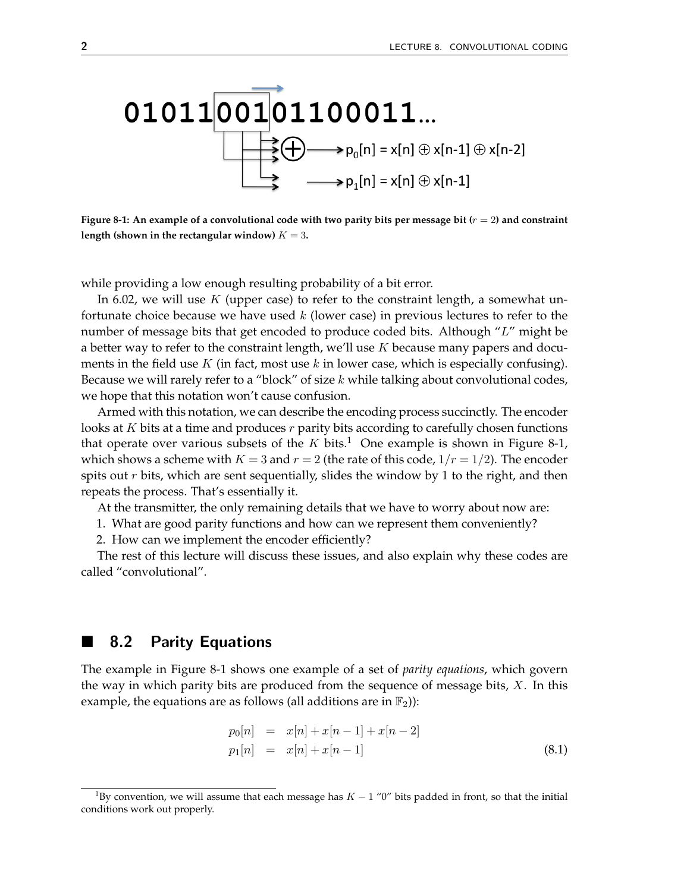01011**001**01100011...

$p_0[n] = x[n] \oplus x[n-1] \oplus x[n-2]$

$p_1[n] = x[n] \oplus x[n-1]$

**Figure 8-1: An example of a convolutional code with two parity bits per message bit ($r = 2$) and constraint length (shown in the rectangular window) $K = 3$.**

while providing a low enough resulting probability of a bit error.

In 6.02, we will use $K$ (upper case) to refer to the constraint length, a somewhat unfortunate choice because we have used $k$ (lower case) in previous lectures to refer to the number of message bits that get encoded to produce coded bits. Although "$L$" might be a better way to refer to the constraint length, we'll use $K$ because many papers and documents in the field use $K$ (in fact, most use $k$ in lower case, which is especially confusing). Because we will rarely refer to a "block" of size $k$ while talking about convolutional codes, we hope that this notation won't cause confusion.

Armed with this notation, we can describe the encoding process succinctly. The encoder looks at $K$ bits at a time and produces $r$ parity bits according to carefully chosen functions that operate over various subsets of the $K$ bits.[1] One example is shown in Figure 8-1, which shows a scheme with $K = 3$ and $r = 2$ (the rate of this code, $1/r = 1/2$). The encoder spits out $r$ bits, which are sent sequentially, slides the window by 1 to the right, and then repeats the process. That's essentially it.

At the transmitter, the only remaining details that we have to worry about now are:

1. What are good parity functions and how can we represent them conveniently?
2. How can we implement the encoder efficiently?

The rest of this lecture will discuss these issues, and also explain why these codes are called "convolutional".

## 8.2 Parity Equations

The example in Figure 8-1 shows one example of a set of *parity equations*, which govern the way in which parity bits are produced from the sequence of message bits, $X$. In this example, the equations are as follows (all additions are in $\mathbb{F}_2$)):

$$
\begin{aligned}
p_0[n] &= x[n] + x[n-1] + x[n-2] \\
p_1[n] &= x[n] + x[n-1]
\end{aligned}
\tag{8.1}
$$

[1] By convention, we will assume that each message has $K - 1$ "0" bits padded in front, so that the initial conditions work out properly.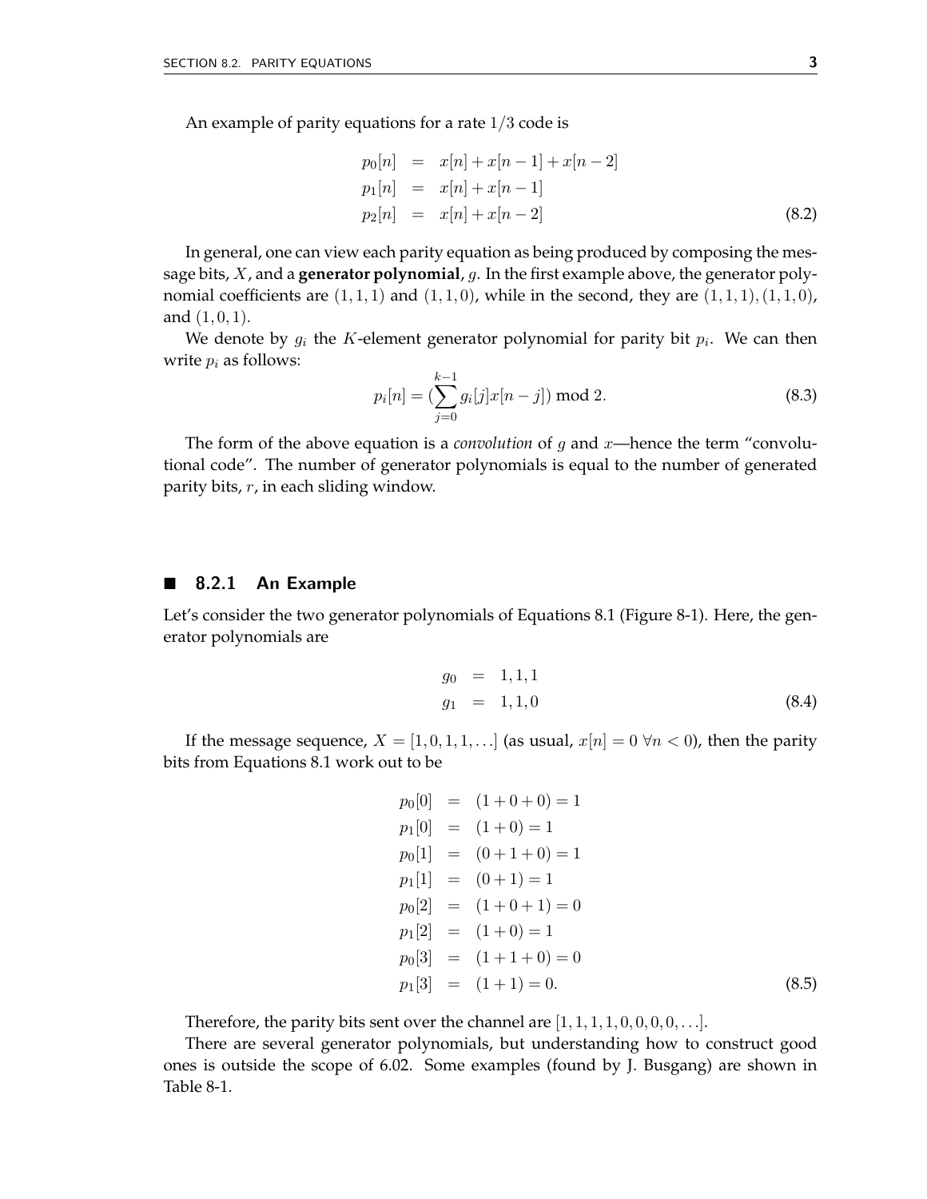An example of parity equations for a rate $1/3$ code is

$$
\begin{aligned}
p_0[n] &= x[n] + x[n-1] + x[n-2] \\
p_1[n] &= x[n] + x[n-1] \\
p_2[n] &= x[n] + x[n-2]
\end{aligned}
\tag{8.2}
$$

In general, one can view each parity equation as being produced by composing the message bits, $X$, and a **generator polynomial**, $g$. In the first example above, the generator polynomial coefficients are $(1,1,1)$ and $(1,1,0)$, while in the second, they are $(1,1,1), (1,1,0)$, and $(1,0,1)$.

We denote by $g_i$ the $K$-element generator polynomial for parity bit $p_i$. We can then write $p_i$ as follows:

$$
p_i[n] = (\sum_{j=0}^{k-1} g_i[j]x[n-j]) \bmod 2. \tag{8.3}
$$

The form of the above equation is a *convolution* of $g$ and $x$—hence the term "convolutional code". The number of generator polynomials is equal to the number of generated parity bits, $r$, in each sliding window.

### 8.2.1 An Example

Let's consider the two generator polynomials of Equations 8.1 (Figure 8-1). Here, the generator polynomials are

$$
\begin{aligned}
g_0 &= 1,1,1 \\
g_1 &= 1,1,0
\end{aligned}
\tag{8.4}
$$

If the message sequence, $X = [1,0,1,1,\ldots]$ (as usual, $x[n] = 0 \; \forall n < 0$), then the parity bits from Equations 8.1 work out to be

$$
\begin{aligned}
p_0[0] &= (1+0+0) = 1 \\
p_1[0] &= (1+0) = 1 \\
p_0[1] &= (0+1+0) = 1 \\
p_1[1] &= (0+1) = 1 \\
p_0[2] &= (1+0+1) = 0 \\
p_1[2] &= (1+0) = 1 \\
p_0[3] &= (1+1+0) = 0 \\
p_1[3] &= (1+1) = 0.
\end{aligned}
\tag{8.5}
$$

Therefore, the parity bits sent over the channel are $[1,1,1,1,0,0,0,0,\ldots]$.

There are several generator polynomials, but understanding how to construct good ones is outside the scope of 6.02. Some examples (found by J. Busgang) are shown in Table 8-1.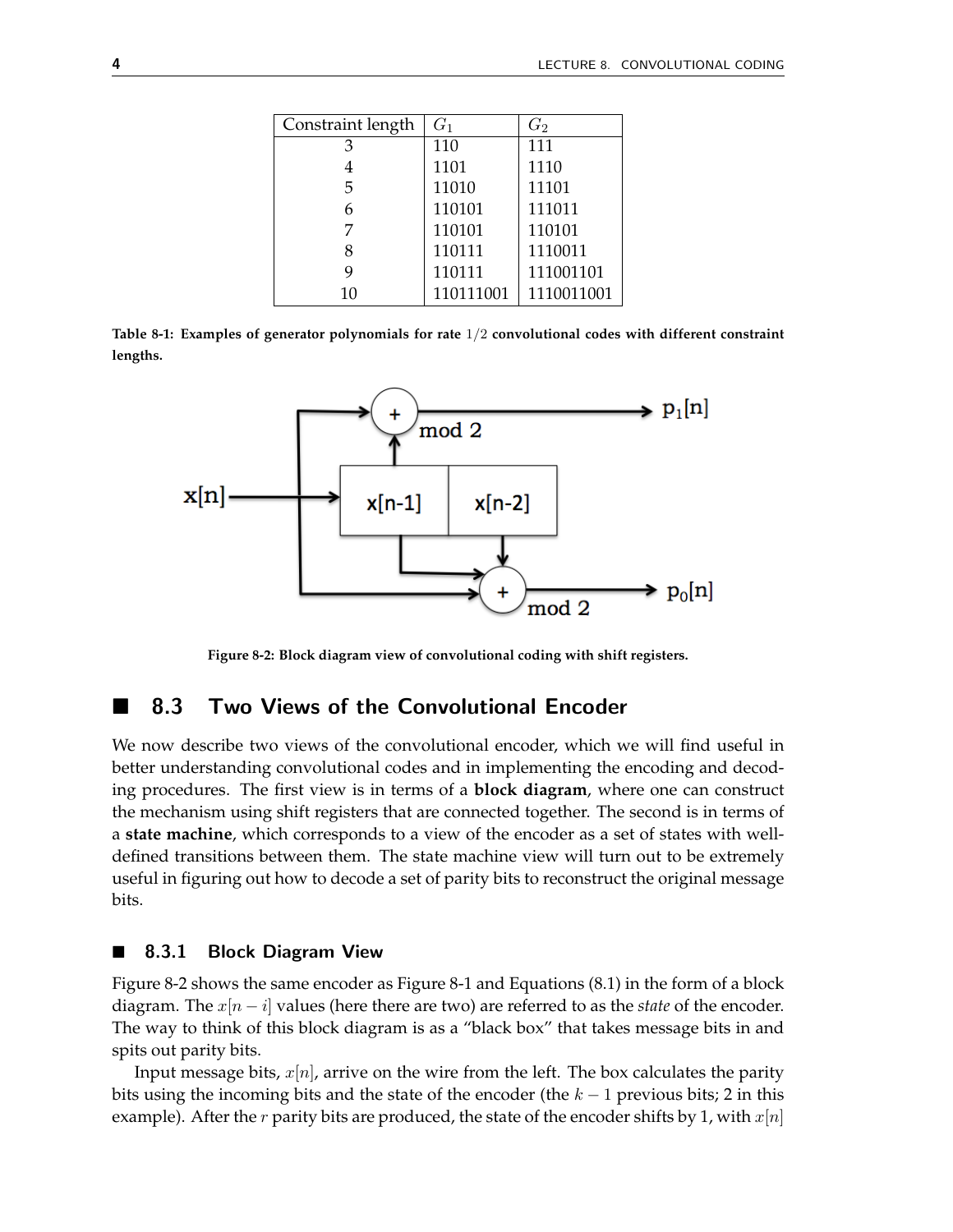| Constraint length | $G_1$ | $G_2$ |
|---|---|---|
| 3 | 110 | 111 |
| 4 | 1101 | 1110 |
| 5 | 11010 | 11101 |
| 6 | 110101 | 111011 |
| 7 | 110101 | 110101 |
| 8 | 110111 | 1110011 |
| 9 | 110111 | 111001101 |
| 10 | 110111001 | 1110011001 |

**Table 8-1: Examples of generator polynomials for rate $1/2$ convolutional codes with different constraint lengths.**

**Figure 8-2: Block diagram view of convolutional coding with shift registers.**

## 8.3 Two Views of the Convolutional Encoder

We now describe two views of the convolutional encoder, which we will find useful in better understanding convolutional codes and in implementing the encoding and decoding procedures. The first view is in terms of a **block diagram**, where one can construct the mechanism using shift registers that are connected together. The second is in terms of a **state machine**, which corresponds to a view of the encoder as a set of states with well-defined transitions between them. The state machine view will turn out to be extremely useful in figuring out how to decode a set of parity bits to reconstruct the original message bits.

### 8.3.1 Block Diagram View

Figure 8-2 shows the same encoder as Figure 8-1 and Equations (8.1) in the form of a block diagram. The $x[n-i]$ values (here there are two) are referred to as the *state* of the encoder. The way to think of this block diagram is as a "black box" that takes message bits in and spits out parity bits.

Input message bits, $x[n]$, arrive on the wire from the left. The box calculates the parity bits using the incoming bits and the state of the encoder (the $k-1$ previous bits; 2 in this example). After the $r$ parity bits are produced, the state of the encoder shifts by 1, with $x[n]$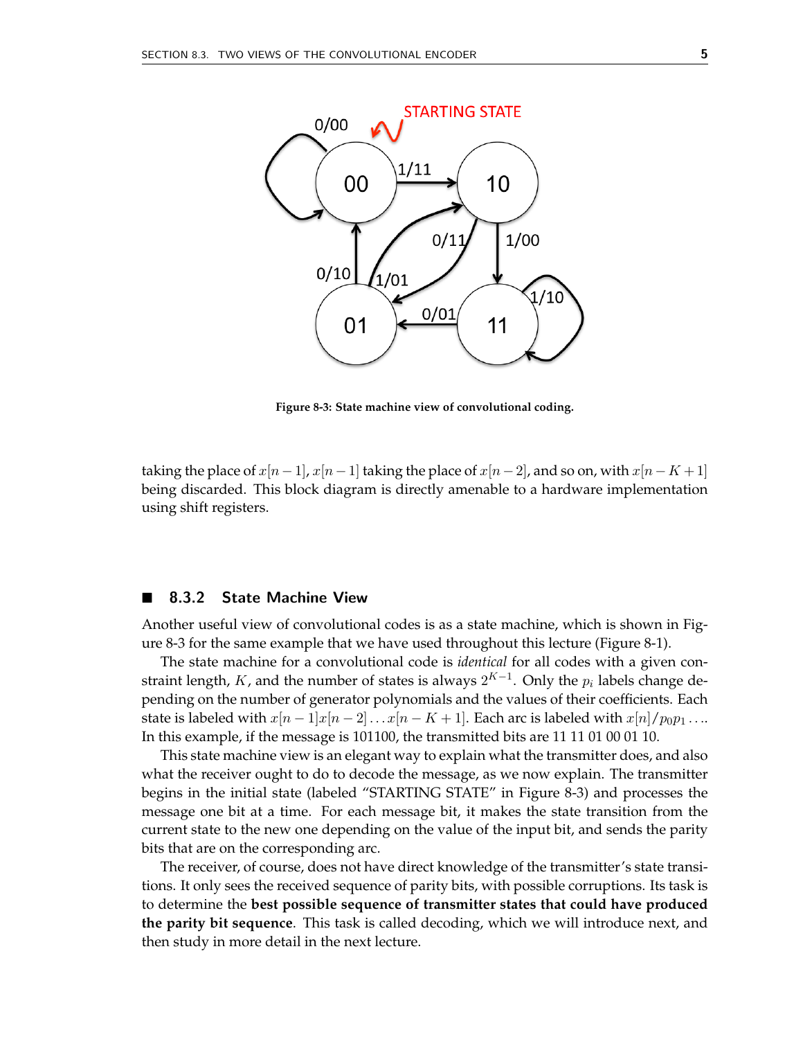Figure 8-3: State machine view of convolutional coding.

taking the place of $x[n-1]$, $x[n-1]$ taking the place of $x[n-2]$, and so on, with $x[n-K+1]$ being discarded. This block diagram is directly amenable to a hardware implementation using shift registers.

## 8.3.2 State Machine View

Another useful view of convolutional codes is as a state machine, which is shown in Figure 8-3 for the same example that we have used throughout this lecture (Figure 8-1).

The state machine for a convolutional code is *identical* for all codes with a given constraint length, $K$, and the number of states is always $2^{K-1}$. Only the $p_i$ labels change depending on the number of generator polynomials and the values of their coefficients. Each state is labeled with $x[n-1]x[n-2]\ldots x[n-K+1]$. Each arc is labeled with $x[n]/p_0p_1\ldots$. In this example, if the message is 101100, the transmitted bits are 11 11 01 00 01 10.

This state machine view is an elegant way to explain what the transmitter does, and also what the receiver ought to do to decode the message, as we now explain. The transmitter begins in the initial state (labeled "STARTING STATE" in Figure 8-3) and processes the message one bit at a time. For each message bit, it makes the state transition from the current state to the new one depending on the value of the input bit, and sends the parity bits that are on the corresponding arc.

The receiver, of course, does not have direct knowledge of the transmitter's state transitions. It only sees the received sequence of parity bits, with possible corruptions. Its task is to determine the **best possible sequence of transmitter states that could have produced the parity bit sequence**. This task is called decoding, which we will introduce next, and then study in more detail in the next lecture.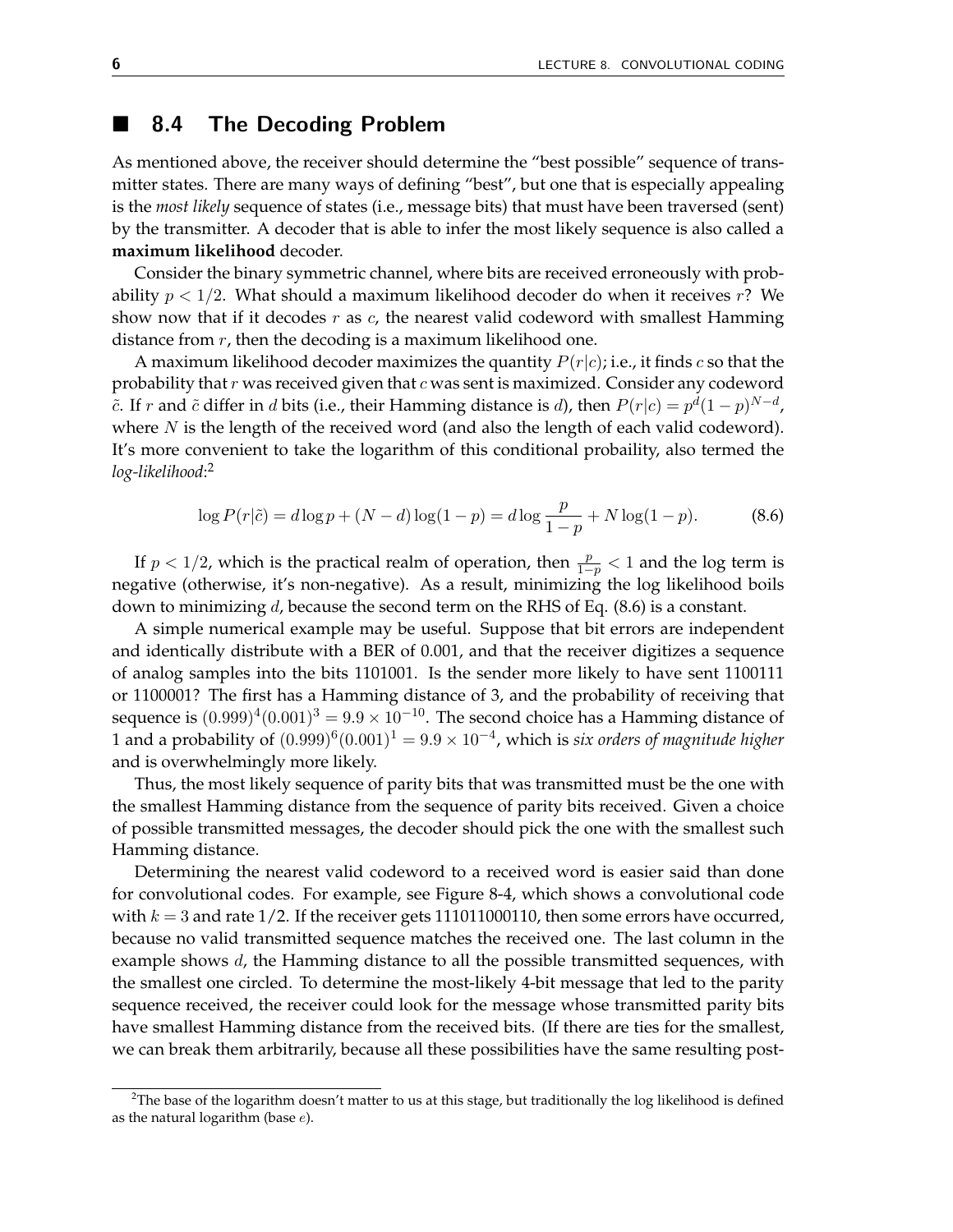## ■ 8.4 The Decoding Problem

As mentioned above, the receiver should determine the "best possible" sequence of transmitter states. There are many ways of defining "best", but one that is especially appealing is the *most likely* sequence of states (i.e., message bits) that must have been traversed (sent) by the transmitter. A decoder that is able to infer the most likely sequence is also called a **maximum likelihood** decoder.

Consider the binary symmetric channel, where bits are received erroneously with probability $p < 1/2$. What should a maximum likelihood decoder do when it receives $r$? We show now that if it decodes $r$ as $c$, the nearest valid codeword with smallest Hamming distance from $r$, then the decoding is a maximum likelihood one.

A maximum likelihood decoder maximizes the quantity $P(r|c)$; i.e., it finds $c$ so that the probability that $r$ was received given that $c$ was sent is maximized. Consider any codeword $\tilde{c}$. If $r$ and $\tilde{c}$ differ in $d$ bits (i.e., their Hamming distance is $d$), then $P(r|c) = p^d(1-p)^{N-d}$, where $N$ is the length of the received word (and also the length of each valid codeword). It's more convenient to take the logarithm of this conditional probaility, also termed the *log-likelihood*:[2]

$$\log P(r|\tilde{c}) = d \log p + (N-d)\log(1-p) = d \log \frac{p}{1-p} + N \log(1-p). \tag{8.6}$$

If $p < 1/2$, which is the practical realm of operation, then $\frac{p}{1-p} < 1$ and the log term is negative (otherwise, it's non-negative). As a result, minimizing the log likelihood boils down to minimizing $d$, because the second term on the RHS of Eq. (8.6) is a constant.

A simple numerical example may be useful. Suppose that bit errors are independent and identically distribute with a BER of 0.001, and that the receiver digitizes a sequence of analog samples into the bits 1101001. Is the sender more likely to have sent 1100111 or 1100001? The first has a Hamming distance of 3, and the probability of receiving that sequence is $(0.999)^4(0.001)^3 = 9.9 \times 10^{-10}$. The second choice has a Hamming distance of 1 and a probability of $(0.999)^6(0.001)^1 = 9.9 \times 10^{-4}$, which is *six orders of magnitude higher* and is overwhelmingly more likely.

Thus, the most likely sequence of parity bits that was transmitted must be the one with the smallest Hamming distance from the sequence of parity bits received. Given a choice of possible transmitted messages, the decoder should pick the one with the smallest such Hamming distance.

Determining the nearest valid codeword to a received word is easier said than done for convolutional codes. For example, see Figure 8-4, which shows a convolutional code with $k = 3$ and rate 1/2. If the receiver gets 111011000110, then some errors have occurred, because no valid transmitted sequence matches the received one. The last column in the example shows $d$, the Hamming distance to all the possible transmitted sequences, with the smallest one circled. To determine the most-likely 4-bit message that led to the parity sequence received, the receiver could look for the message whose transmitted parity bits have smallest Hamming distance from the received bits. (If there are ties for the smallest, we can break them arbitrarily, because all these possibilities have the same resulting post-

[2] The base of the logarithm doesn't matter to us at this stage, but traditionally the log likelihood is defined as the natural logarithm (base $e$).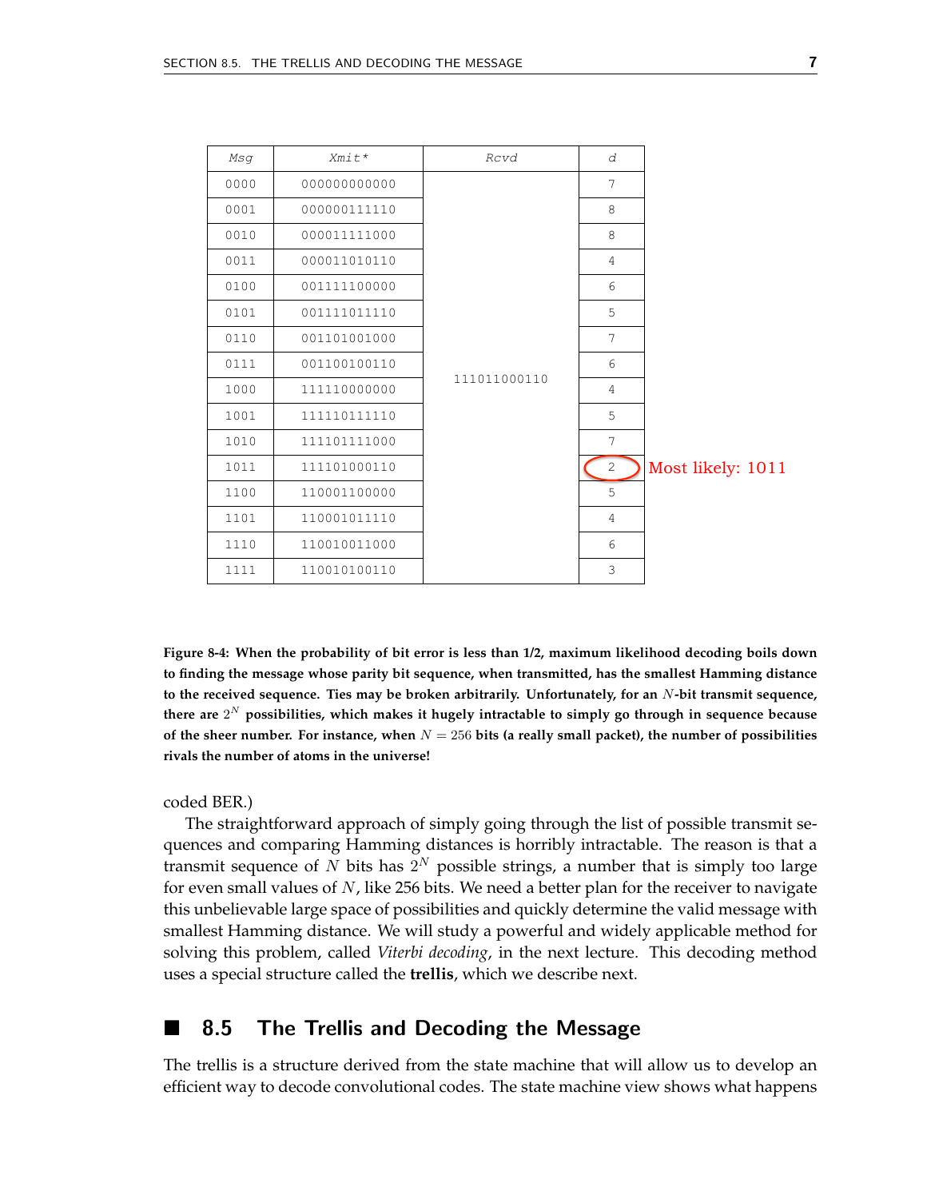| Msg | Xmit* | Rcvd | d |
|---|---|---|---|
| 0000 | 000000000000 | 111011000110 | 7 |
| 0001 | 000000111110 | | 8 |
| 0010 | 000011111000 | | 8 |
| 0011 | 000011010110 | | 4 |
| 0100 | 001111100000 | | 6 |
| 0101 | 001111011110 | | 5 |
| 0110 | 001101001000 | | 7 |
| 0111 | 001100100110 | | 6 |
| 1000 | 111110000000 | | 4 |
| 1001 | 111110111110 | | 5 |
| 1010 | 111101111000 | | 7 |
| 1011 | 111101000110 | | 2 (Most likely: 1011) |
| 1100 | 110001100000 | | 5 |
| 1101 | 110001011110 | | 4 |
| 1110 | 110010011000 | | 6 |
| 1111 | 110010100110 | | 3 |

**Figure 8-4: When the probability of bit error is less than 1/2, maximum likelihood decoding boils down to finding the message whose parity bit sequence, when transmitted, has the smallest Hamming distance to the received sequence. Ties may be broken arbitrarily. Unfortunately, for an $N$-bit transmit sequence, there are $2^N$ possibilities, which makes it hugely intractable to simply go through in sequence because of the sheer number. For instance, when $N = 256$ bits (a really small packet), the number of possibilities rivals the number of atoms in the universe!**

coded BER.)

The straightforward approach of simply going through the list of possible transmit sequences and comparing Hamming distances is horribly intractable. The reason is that a transmit sequence of $N$ bits has $2^N$ possible strings, a number that is simply too large for even small values of $N$, like 256 bits. We need a better plan for the receiver to navigate this unbelievable large space of possibilities and quickly determine the valid message with smallest Hamming distance. We will study a powerful and widely applicable method for solving this problem, called *Viterbi decoding*, in the next lecture. This decoding method uses a special structure called the **trellis**, which we describe next.

## 8.5 The Trellis and Decoding the Message

The trellis is a structure derived from the state machine that will allow us to develop an efficient way to decode convolutional codes. The state machine view shows what happens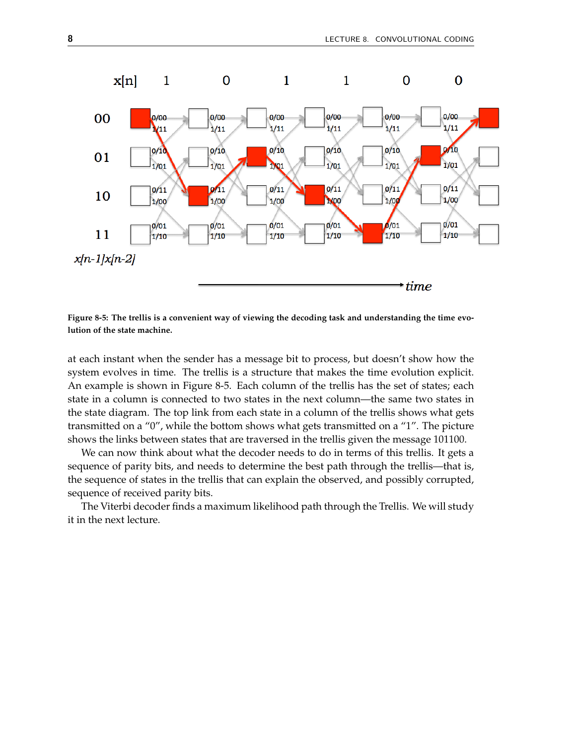x[n] 1 0 1 1 0 0

00

01

10

11

x[n-1]x[n-2]

0/00 1/11 0/10 1/01 0/11 1/00 0/01 1/10

time

**Figure 8-5: The trellis is a convenient way of viewing the decoding task and understanding the time evolution of the state machine.**

at each instant when the sender has a message bit to process, but doesn't show how the system evolves in time. The trellis is a structure that makes the time evolution explicit. An example is shown in Figure 8-5. Each column of the trellis has the set of states; each state in a column is connected to two states in the next column—the same two states in the state diagram. The top link from each state in a column of the trellis shows what gets transmitted on a "0", while the bottom shows what gets transmitted on a "1". The picture shows the links between states that are traversed in the trellis given the message 101100.

We can now think about what the decoder needs to do in terms of this trellis. It gets a sequence of parity bits, and needs to determine the best path through the trellis—that is, the sequence of states in the trellis that can explain the observed, and possibly corrupted, sequence of received parity bits.

The Viterbi decoder finds a maximum likelihood path through the Trellis. We will study it in the next lecture.